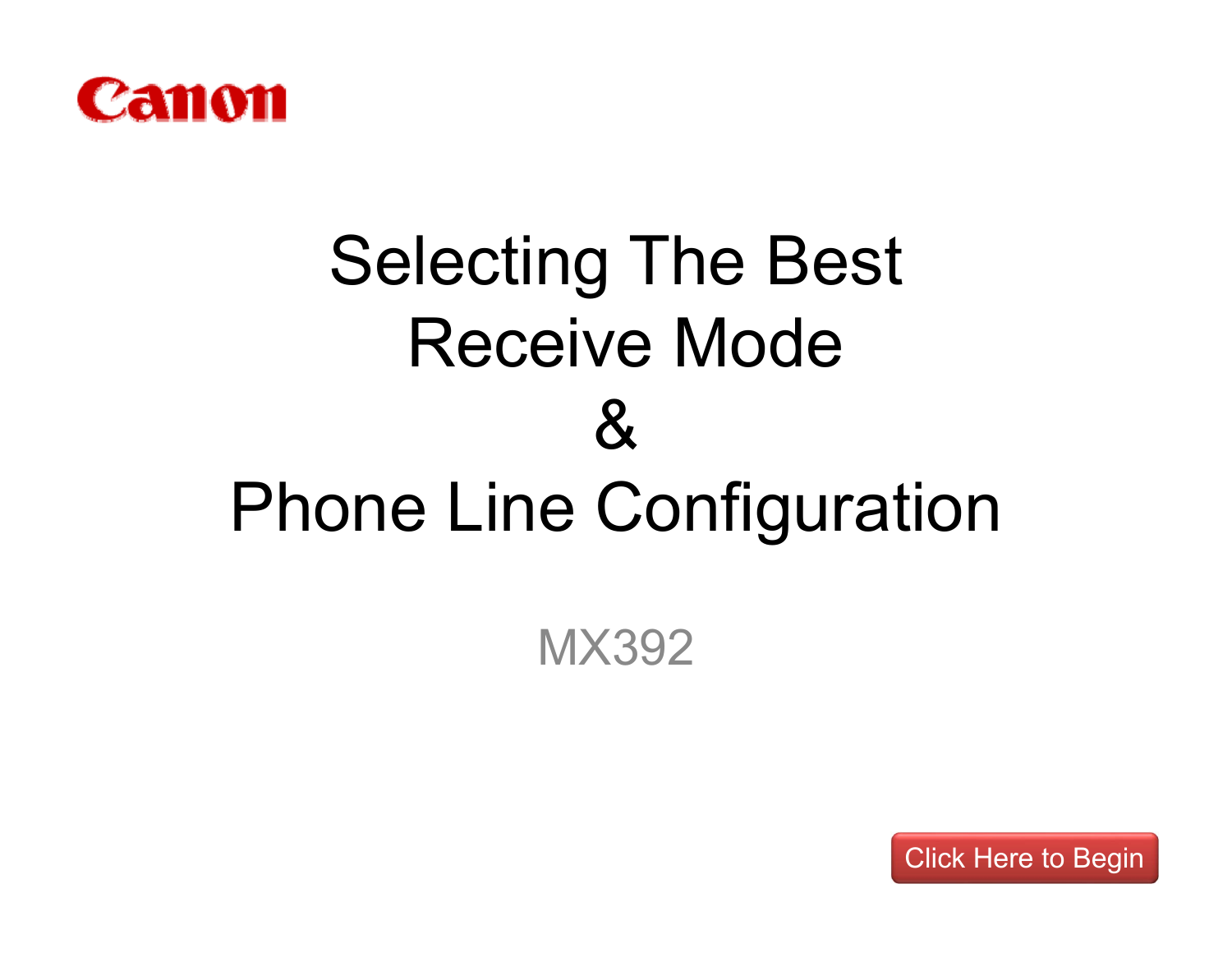Canon

# Selecting The Best Receive Mode & Phone Line Configuration

MX392

Click Here to Begin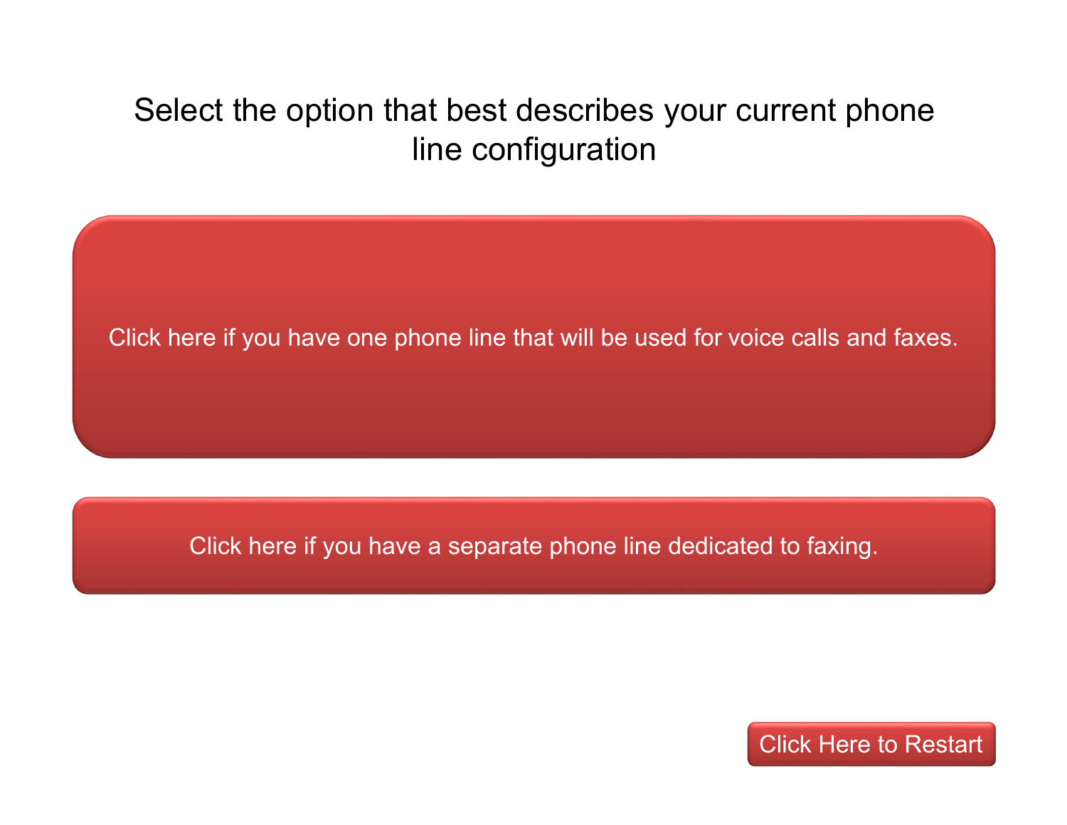## Select the option that best describes your current phone line configuration

Click here if you have one phone line that will be used for voice calls and faxes.

Click here if you have a separate phone line dedicated to faxing.

Click Here to Restart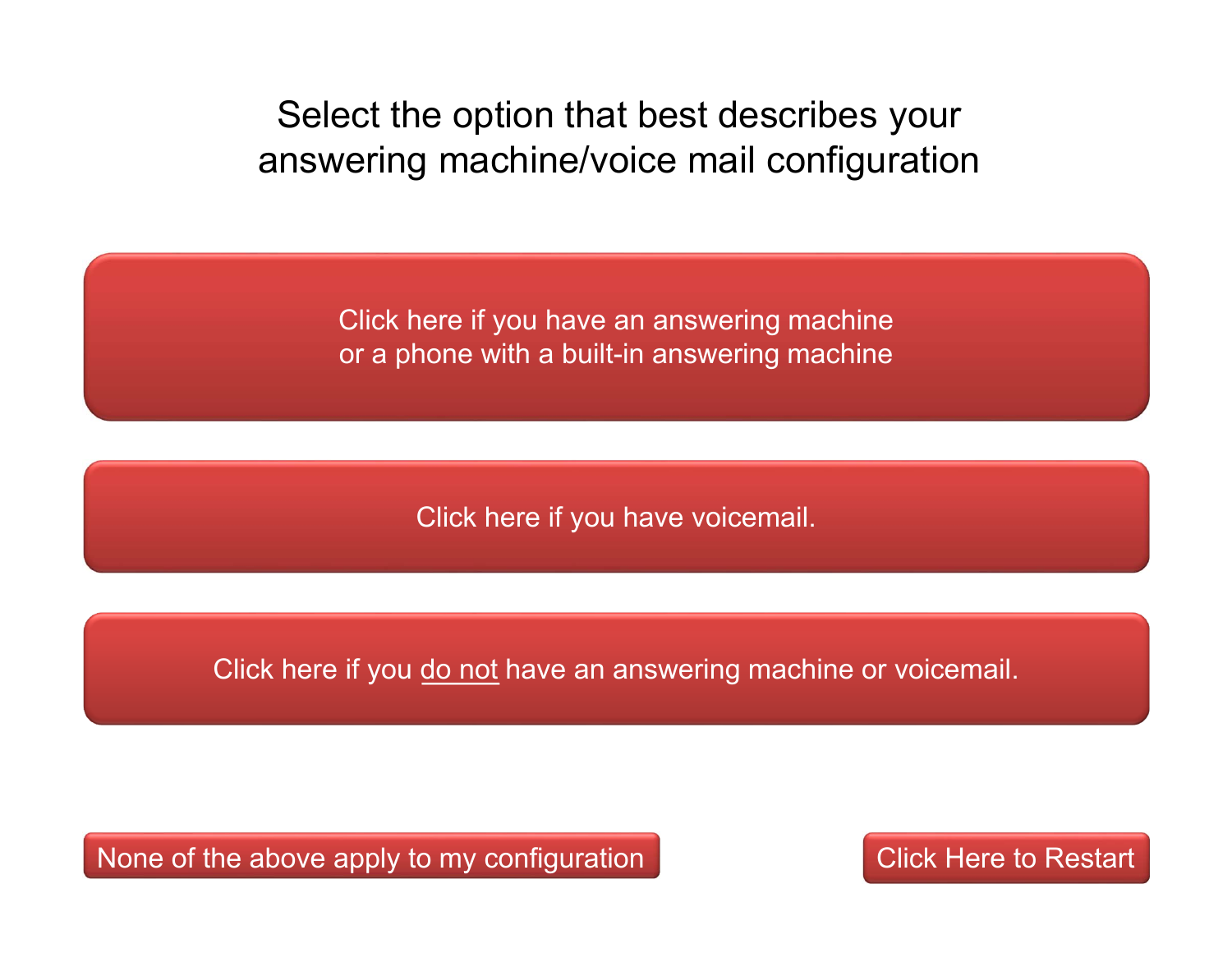# Select the option that best describes your answering machine/voice mail configuration

Click here if you have an answering machine
or a phone with a built-in answering machine

Click here if you have voicemail.

Click here if you <u>do not</u> have an answering machine or voicemail.

None of the above apply to my configuration

Click Here to Restart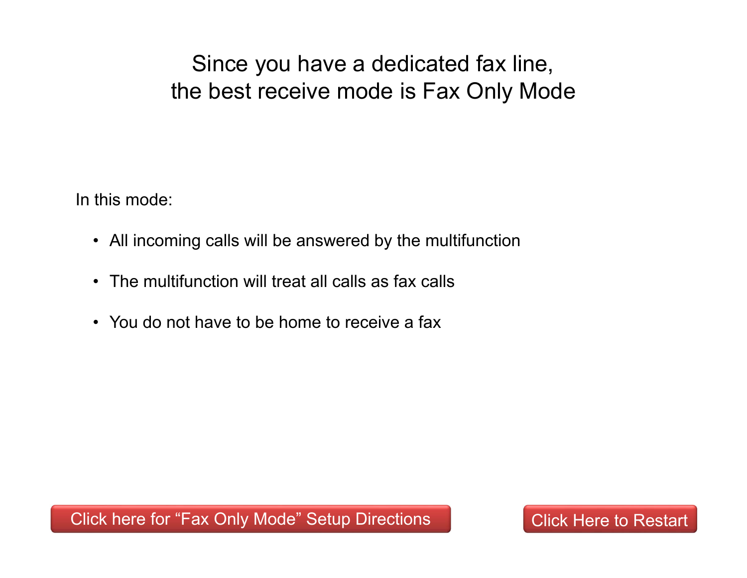# Since you have a dedicated fax line, the best receive mode is Fax Only Mode

In this mode:

- All incoming calls will be answered by the multifunction
- The multifunction will treat all calls as fax calls
- You do not have to be home to receive a fax

Click here for “Fax Only Mode” Setup Directions

Click Here to Restart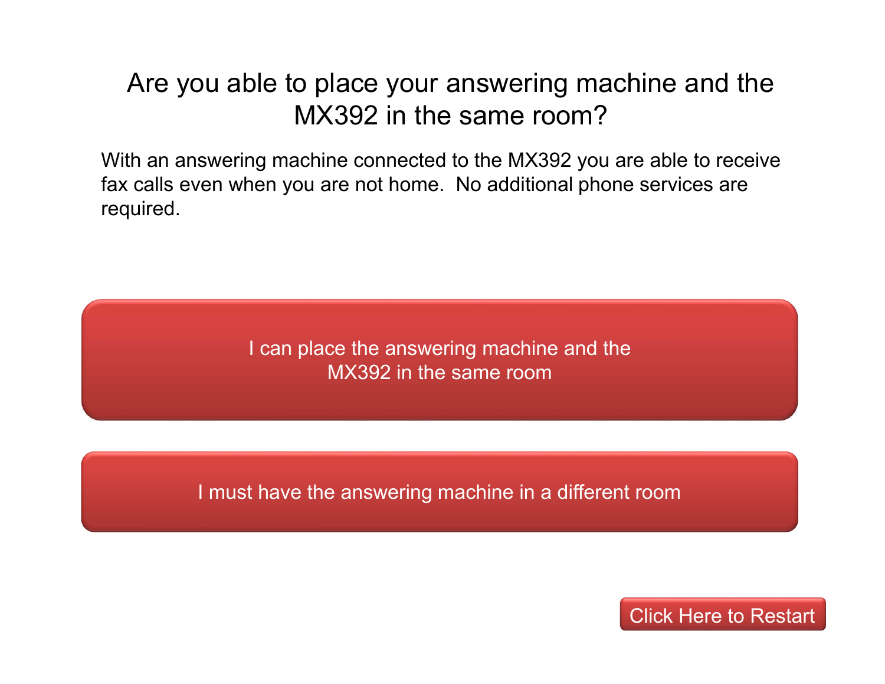# Are you able to place your answering machine and the MX392 in the same room?

With an answering machine connected to the MX392 you are able to receive fax calls even when you are not home.  No additional phone services are required.

I can place the answering machine and the MX392 in the same room

I must have the answering machine in a different room

Click Here to Restart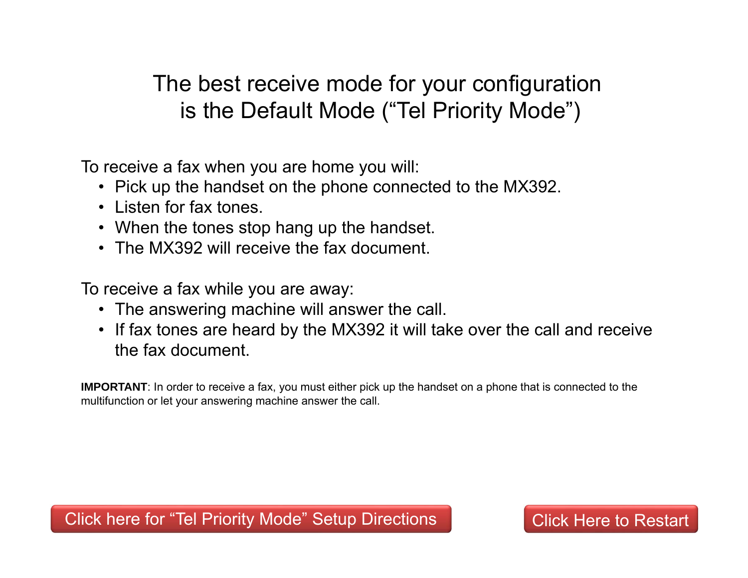# The best receive mode for your configuration is the Default Mode ("Tel Priority Mode")

To receive a fax when you are home you will:

- Pick up the handset on the phone connected to the MX392.
- Listen for fax tones.
- When the tones stop hang up the handset.
- The MX392 will receive the fax document.

To receive a fax while you are away:

- The answering machine will answer the call.
- If fax tones are heard by the MX392 it will take over the call and receive the fax document.

**IMPORTANT**: In order to receive a fax, you must either pick up the handset on a phone that is connected to the multifunction or let your answering machine answer the call.

Click here for "Tel Priority Mode" Setup Directions

Click Here to Restart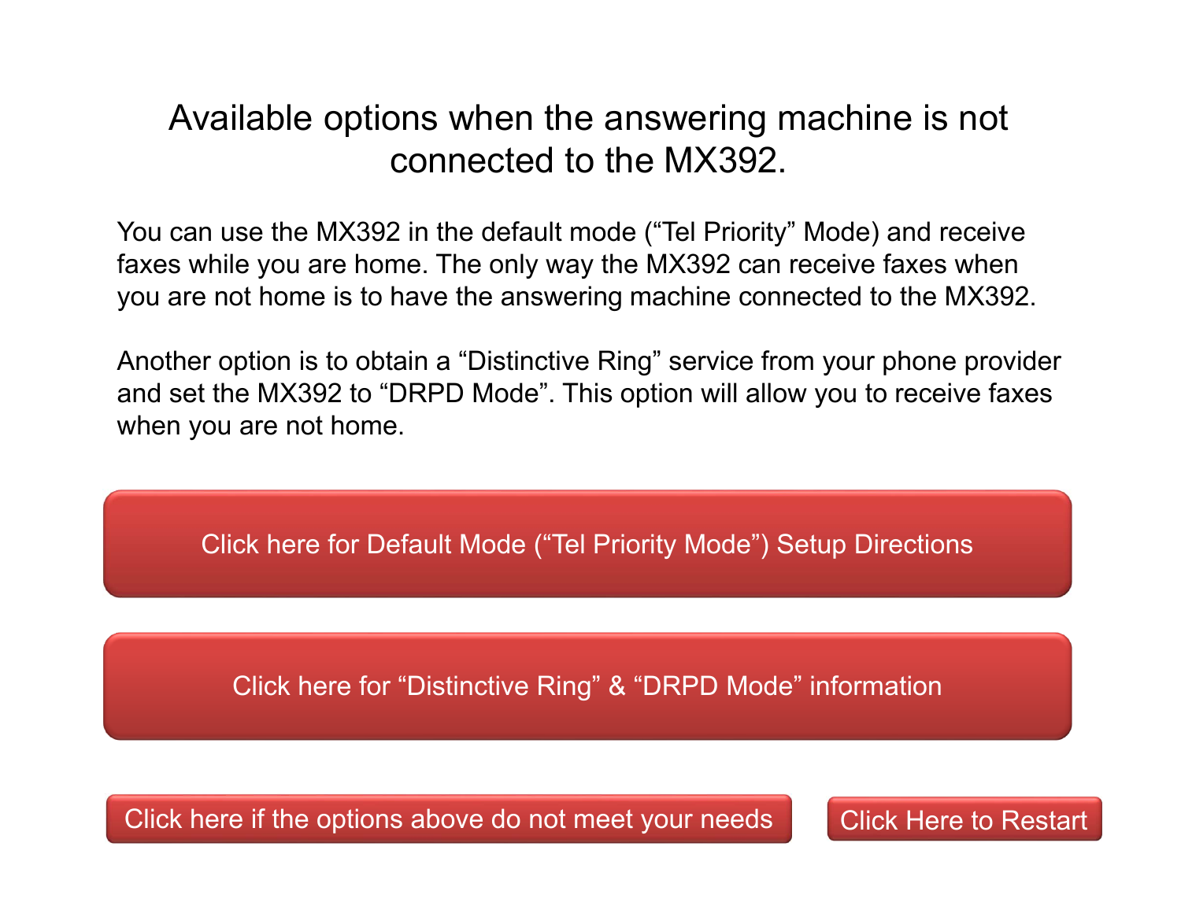# Available options when the answering machine is not connected to the MX392.

You can use the MX392 in the default mode (“Tel Priority” Mode) and receive faxes while you are home. The only way the MX392 can receive faxes when you are not home is to have the answering machine connected to the MX392.

Another option is to obtain a “Distinctive Ring” service from your phone provider and set the MX392 to “DRPD Mode”. This option will allow you to receive faxes when you are not home.

Click here for Default Mode (“Tel Priority Mode”) Setup Directions

Click here for “Distinctive Ring” & “DRPD Mode” information

Click here if the options above do not meet your needs

Click Here to Restart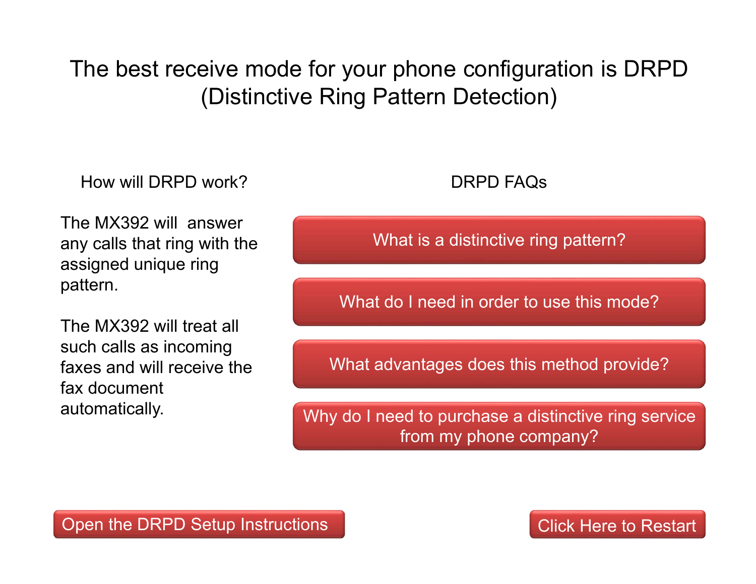# The best receive mode for your phone configuration is DRPD (Distinctive Ring Pattern Detection)

## How will DRPD work?

The MX392 will answer any calls that ring with the assigned unique ring pattern.

The MX392 will treat all such calls as incoming faxes and will receive the fax document automatically.

## DRPD FAQs

- What is a distinctive ring pattern?
- What do I need in order to use this mode?
- What advantages does this method provide?
- Why do I need to purchase a distinctive ring service from my phone company?

Open the DRPD Setup Instructions

Click Here to Restart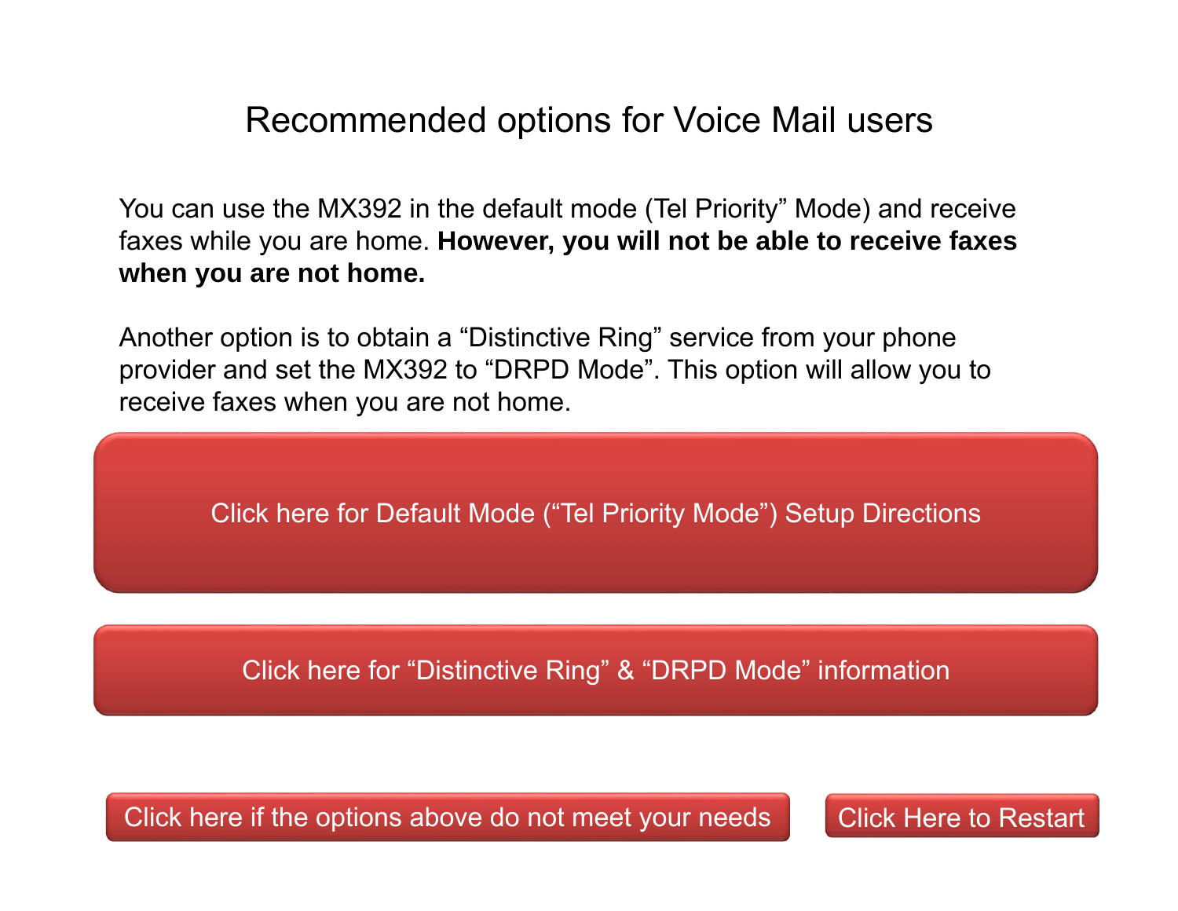# Recommended options for Voice Mail users

You can use the MX392 in the default mode (Tel Priority" Mode) and receive faxes while you are home. **However, you will not be able to receive faxes when you are not home.**

Another option is to obtain a "Distinctive Ring" service from your phone provider and set the MX392 to "DRPD Mode". This option will allow you to receive faxes when you are not home.

Click here for Default Mode ("Tel Priority Mode") Setup Directions

Click here for "Distinctive Ring" & "DRPD Mode" information

Click here if the options above do not meet your needs

Click Here to Restart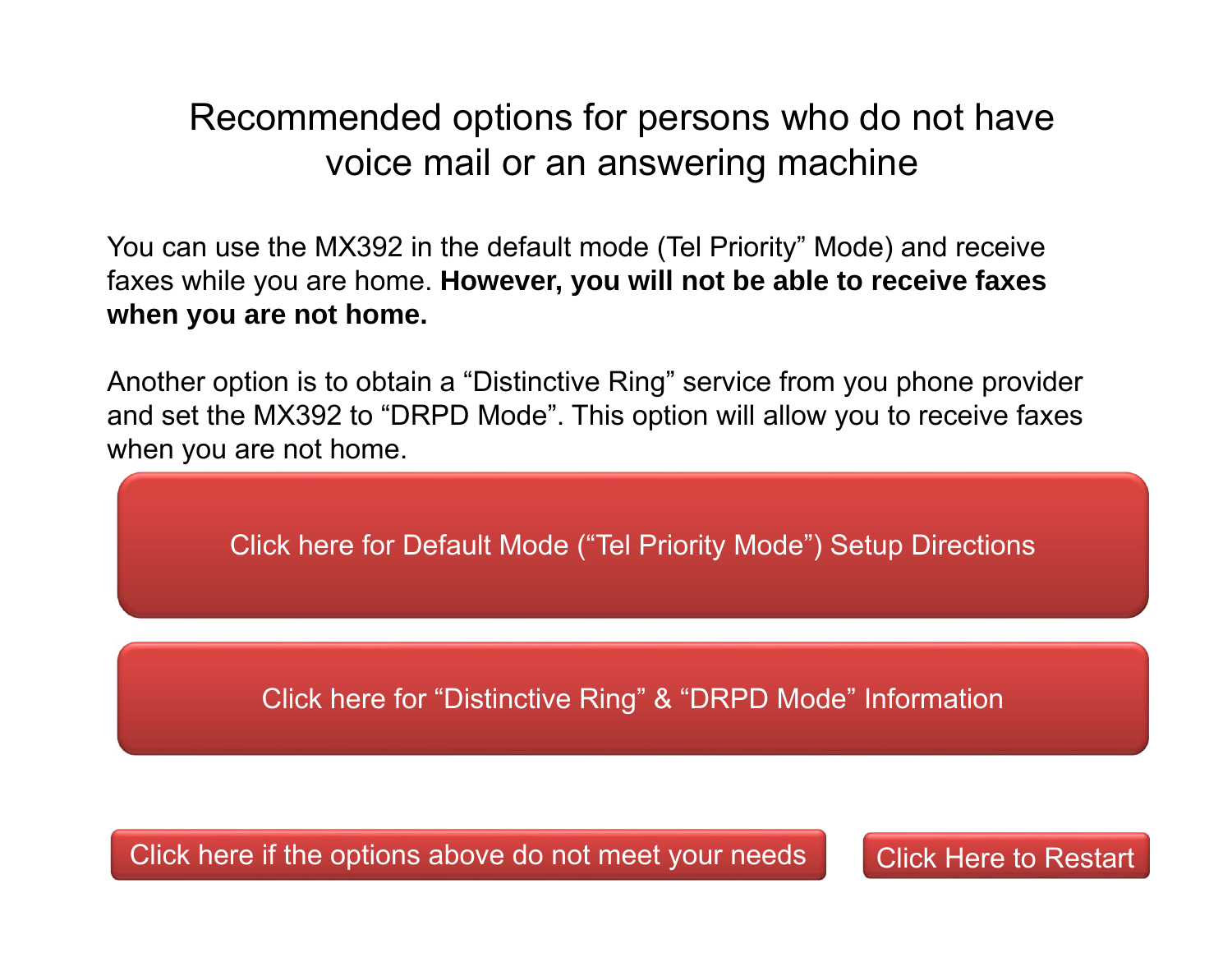# Recommended options for persons who do not have voice mail or an answering machine

You can use the MX392 in the default mode (Tel Priority" Mode) and receive faxes while you are home. **However, you will not be able to receive faxes when you are not home.**

Another option is to obtain a "Distinctive Ring" service from you phone provider and set the MX392 to "DRPD Mode". This option will allow you to receive faxes when you are not home.

Click here for Default Mode ("Tel Priority Mode") Setup Directions

Click here for "Distinctive Ring" & "DRPD Mode" Information

Click here if the options above do not meet your needs

Click Here to Restart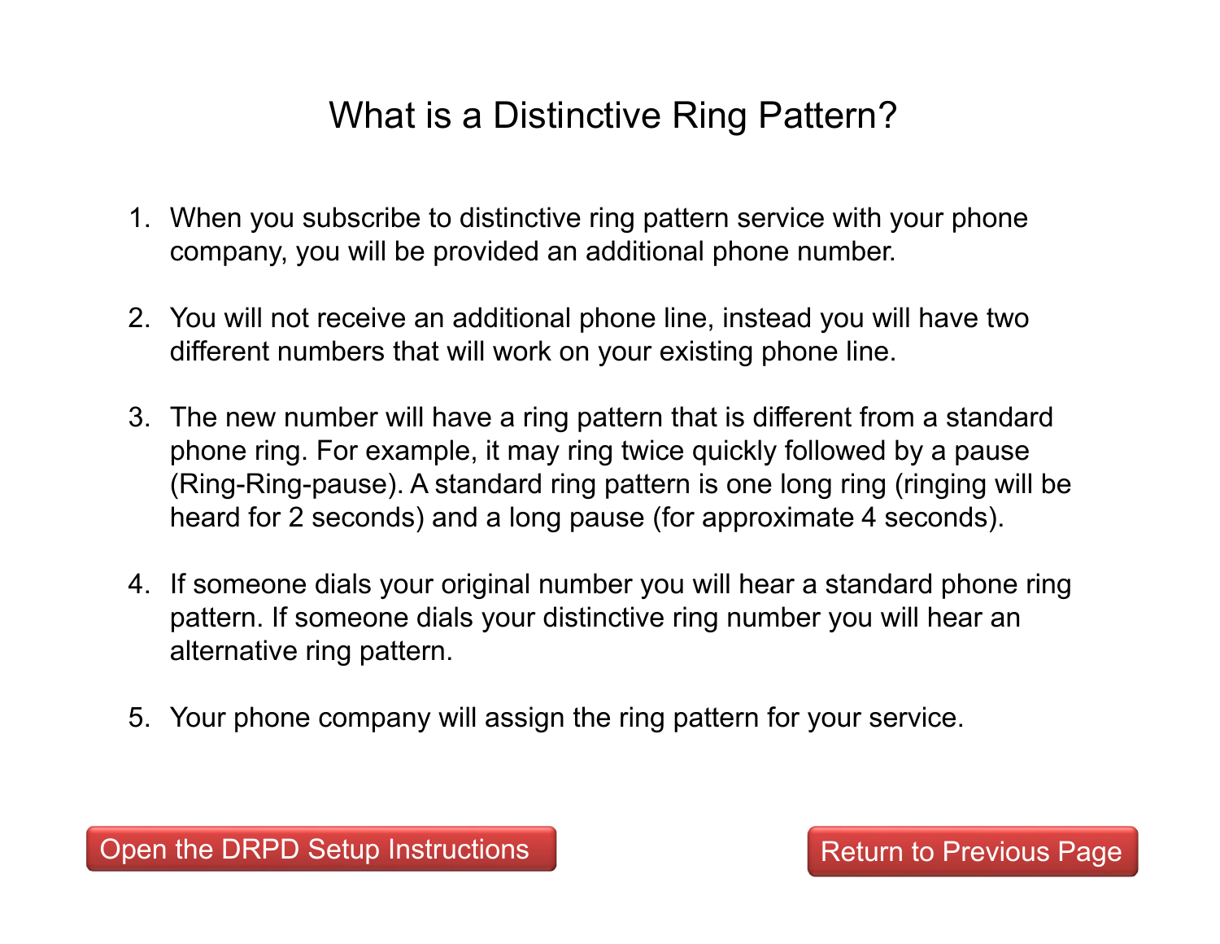# What is a Distinctive Ring Pattern?

1. When you subscribe to distinctive ring pattern service with your phone company, you will be provided an additional phone number.

2. You will not receive an additional phone line, instead you will have two different numbers that will work on your existing phone line.

3. The new number will have a ring pattern that is different from a standard phone ring. For example, it may ring twice quickly followed by a pause (Ring-Ring-pause). A standard ring pattern is one long ring (ringing will be heard for 2 seconds) and a long pause (for approximate 4 seconds).

4. If someone dials your original number you will hear a standard phone ring pattern. If someone dials your distinctive ring number you will hear an alternative ring pattern.

5. Your phone company will assign the ring pattern for your service.

Open the DRPD Setup Instructions

Return to Previous Page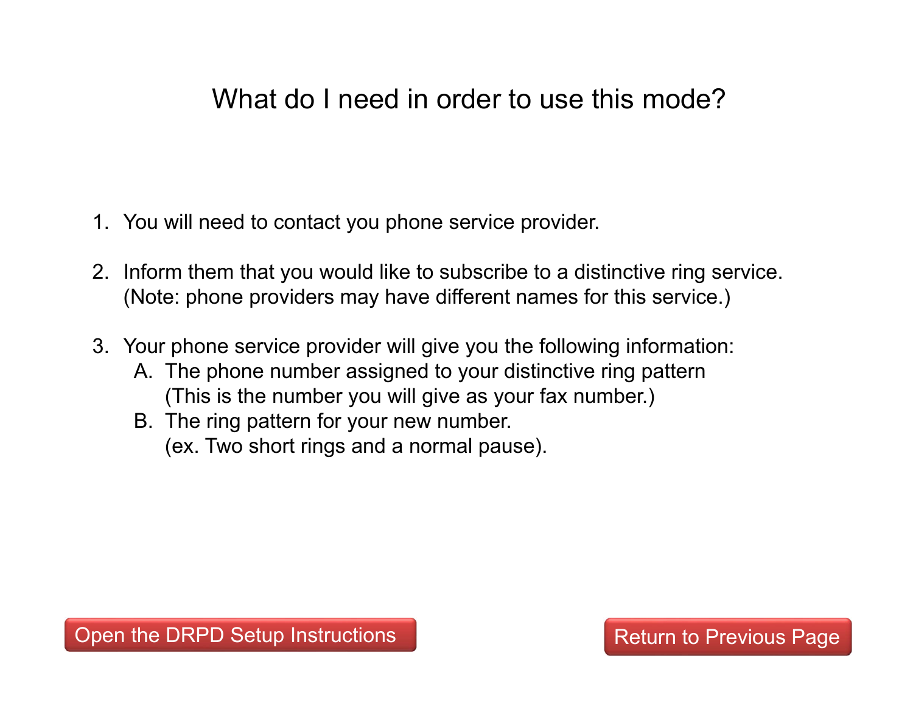# What do I need in order to use this mode?

1. You will need to contact you phone service provider.

2. Inform them that you would like to subscribe to a distinctive ring service. (Note: phone providers may have different names for this service.)

3. Your phone service provider will give you the following information:
   A. The phone number assigned to your distinctive ring pattern (This is the number you will give as your fax number.)
   B. The ring pattern for your new number. (ex. Two short rings and a normal pause).

Open the DRPD Setup Instructions

Return to Previous Page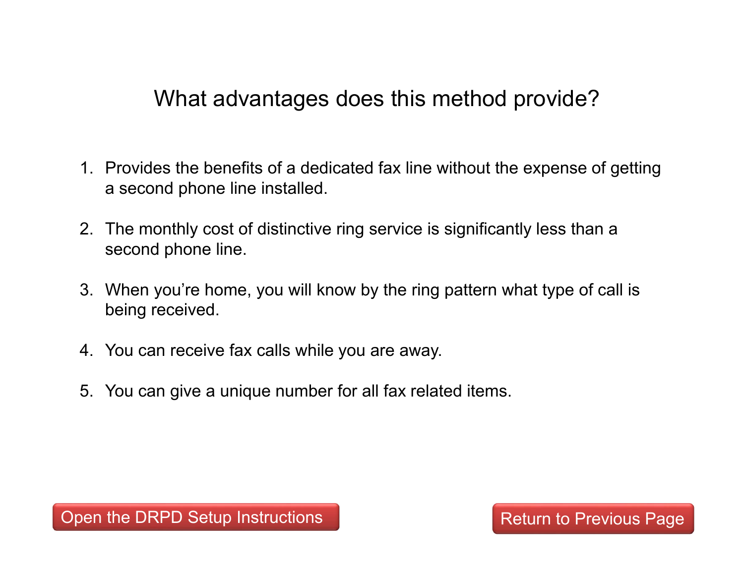# What advantages does this method provide?

1. Provides the benefits of a dedicated fax line without the expense of getting a second phone line installed.

2. The monthly cost of distinctive ring service is significantly less than a second phone line.

3. When you're home, you will know by the ring pattern what type of call is being received.

4. You can receive fax calls while you are away.

5. You can give a unique number for all fax related items.

Open the DRPD Setup Instructions

Return to Previous Page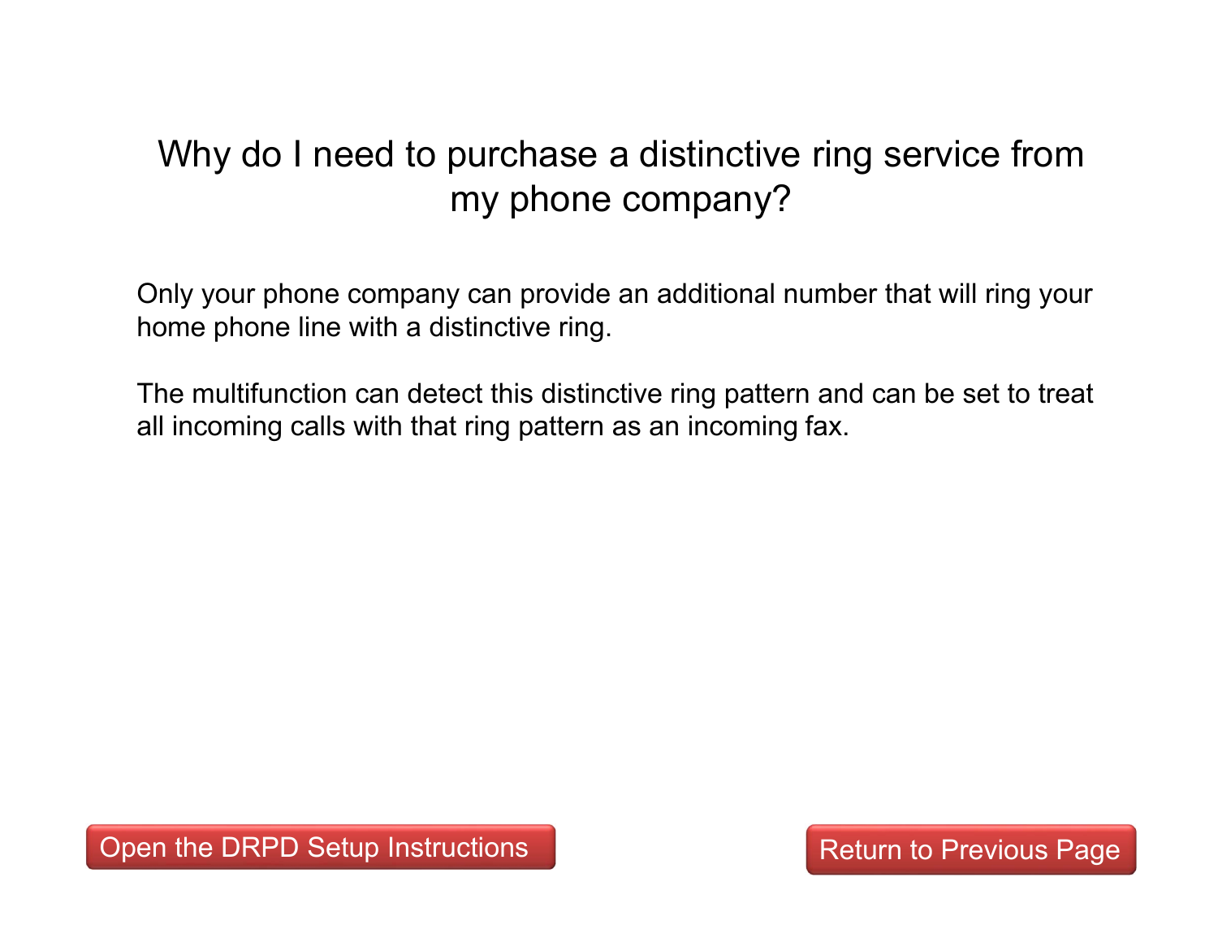# Why do I need to purchase a distinctive ring service from my phone company?

Only your phone company can provide an additional number that will ring your home phone line with a distinctive ring.

The multifunction can detect this distinctive ring pattern and can be set to treat all incoming calls with that ring pattern as an incoming fax.

Open the DRPD Setup Instructions

Return to Previous Page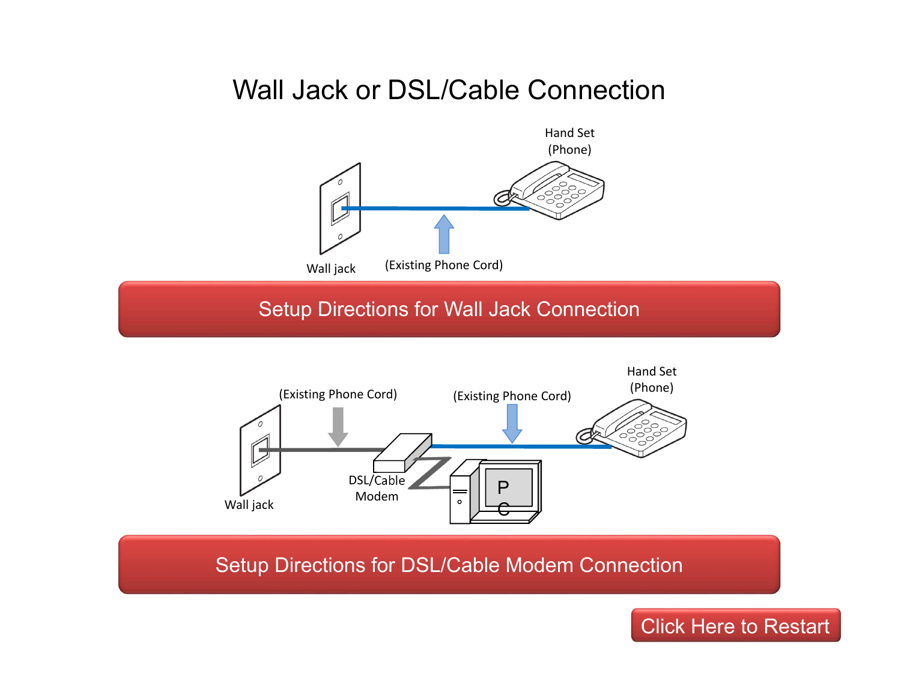# Wall Jack or DSL/Cable Connection

Hand Set (Phone)

Wall jack

(Existing Phone Cord)

**Setup Directions for Wall Jack Connection**

(Existing Phone Cord)

(Existing Phone Cord)

Hand Set (Phone)

Wall jack

DSL/Cable Modem

PC

**Setup Directions for DSL/Cable Modem Connection**

**Click Here to Restart**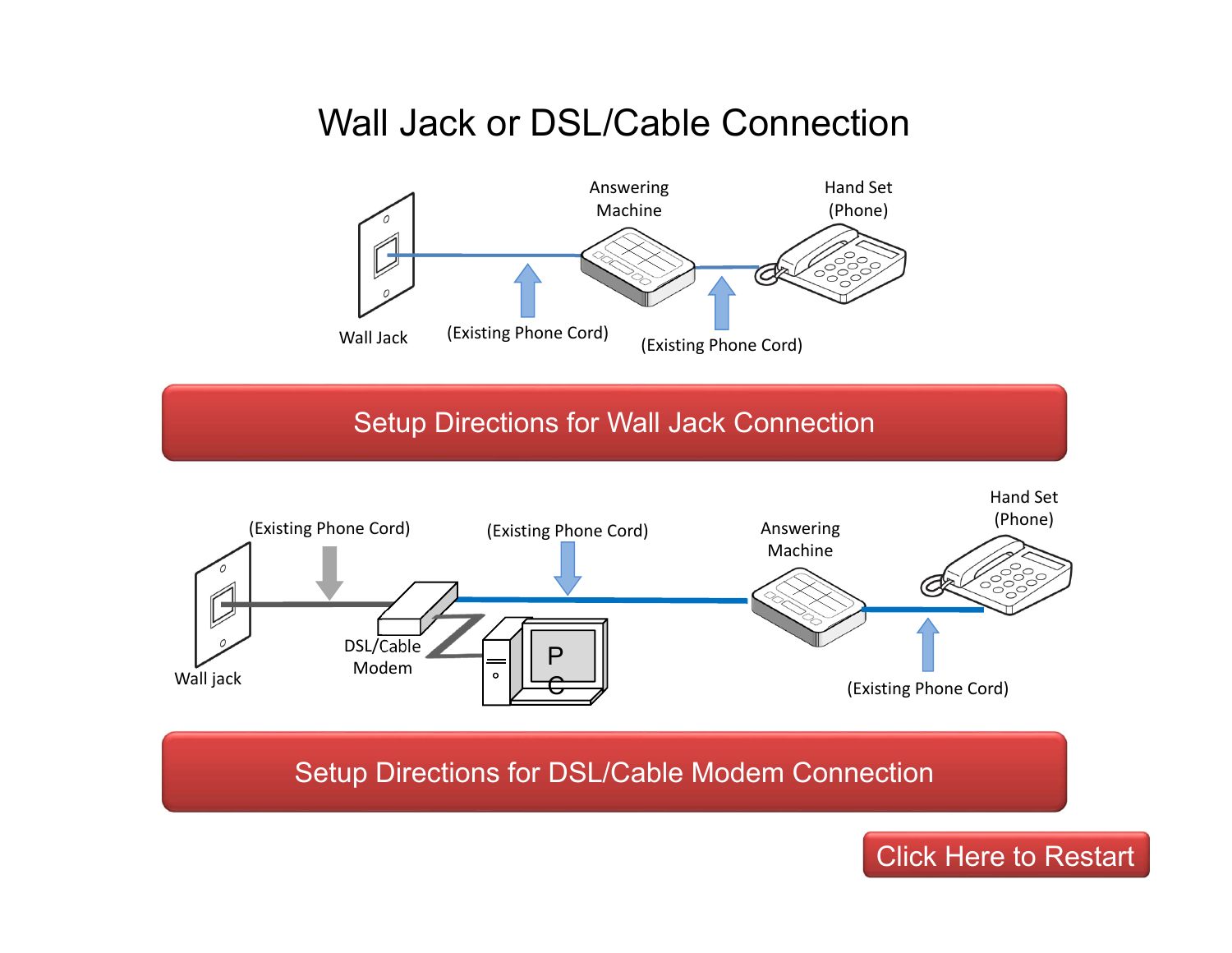# Wall Jack or DSL/Cable Connection

Answering Machine

Hand Set (Phone)

Wall Jack

(Existing Phone Cord)

(Existing Phone Cord)

Setup Directions for Wall Jack Connection

(Existing Phone Cord)

(Existing Phone Cord)

Answering Machine

Hand Set (Phone)

Wall jack

DSL/Cable Modem

PC

(Existing Phone Cord)

Setup Directions for DSL/Cable Modem Connection

Click Here to Restart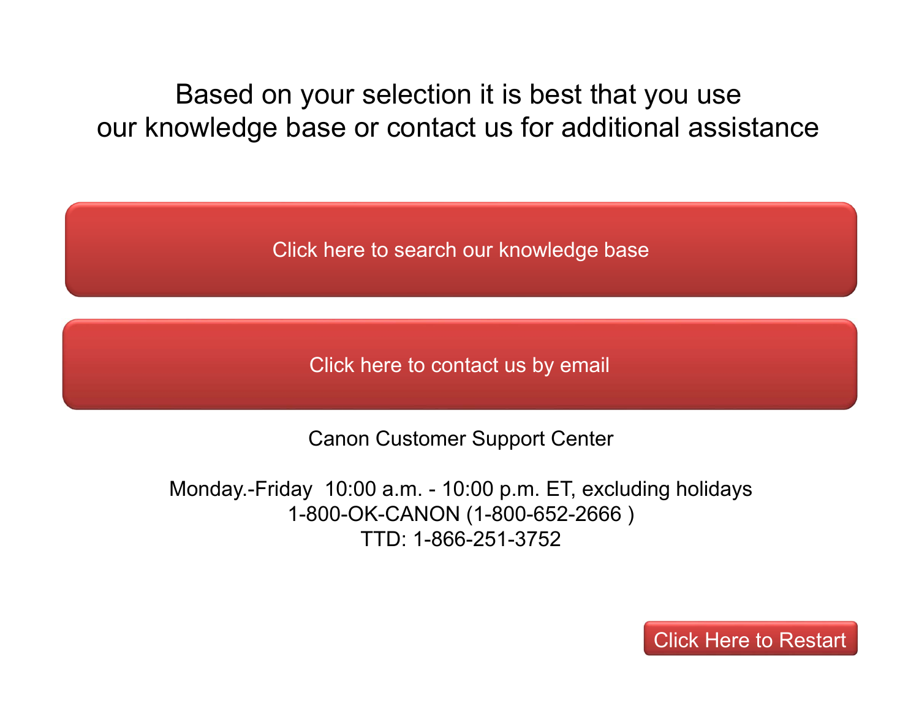Based on your selection it is best that you use
our knowledge base or contact us for additional assistance

Click here to search our knowledge base

Click here to contact us by email

Canon Customer Support Center

Monday.-Friday 10:00 a.m. - 10:00 p.m. ET, excluding holidays
1-800-OK-CANON (1-800-652-2666 )
TTD: 1-866-251-3752

Click Here to Restart